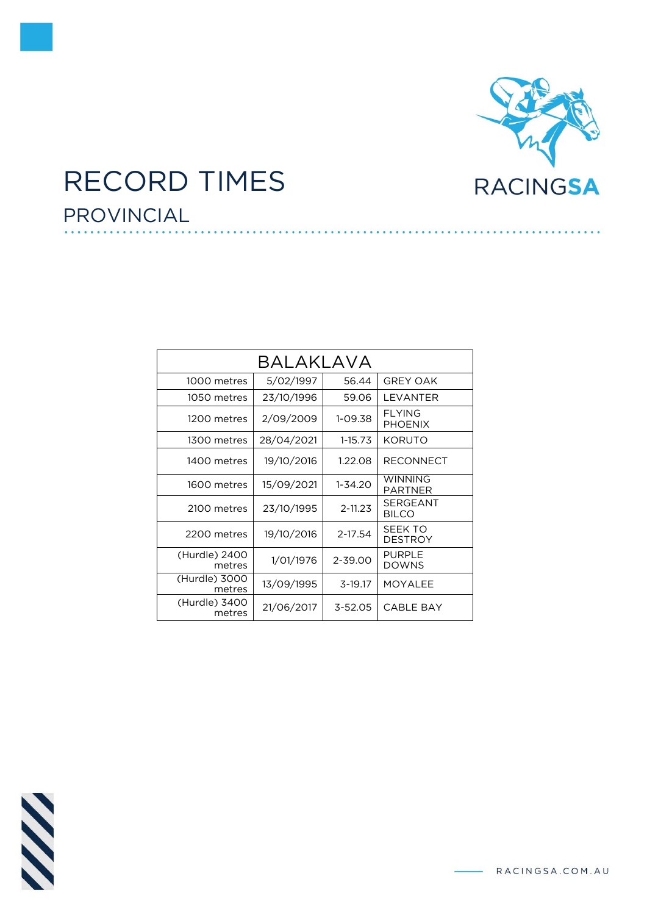# RECORD TIMES

## PROVINCIAL

| BALAKLAVA | | | |
|---|---|---|---|
| 1000 metres | 5/02/1997 | 56.44 | GREY OAK |
| 1050 metres | 23/10/1996 | 59.06 | LEVANTER |
| 1200 metres | 2/09/2009 | 1-09.38 | FLYING PHOENIX |
| 1300 metres | 28/04/2021 | 1-15.73 | KORUTO |
| 1400 metres | 19/10/2016 | 1.22.08 | RECONNECT |
| 1600 metres | 15/09/2021 | 1-34.20 | WINNING PARTNER |
| 2100 metres | 23/10/1995 | 2-11.23 | SERGEANT BILCO |
| 2200 metres | 19/10/2016 | 2-17.54 | SEEK TO DESTROY |
| (Hurdle) 2400 metres | 1/01/1976 | 2-39.00 | PURPLE DOWNS |
| (Hurdle) 3000 metres | 13/09/1995 | 3-19.17 | MOYALEE |
| (Hurdle) 3400 metres | 21/06/2017 | 3-52.05 | CABLE BAY |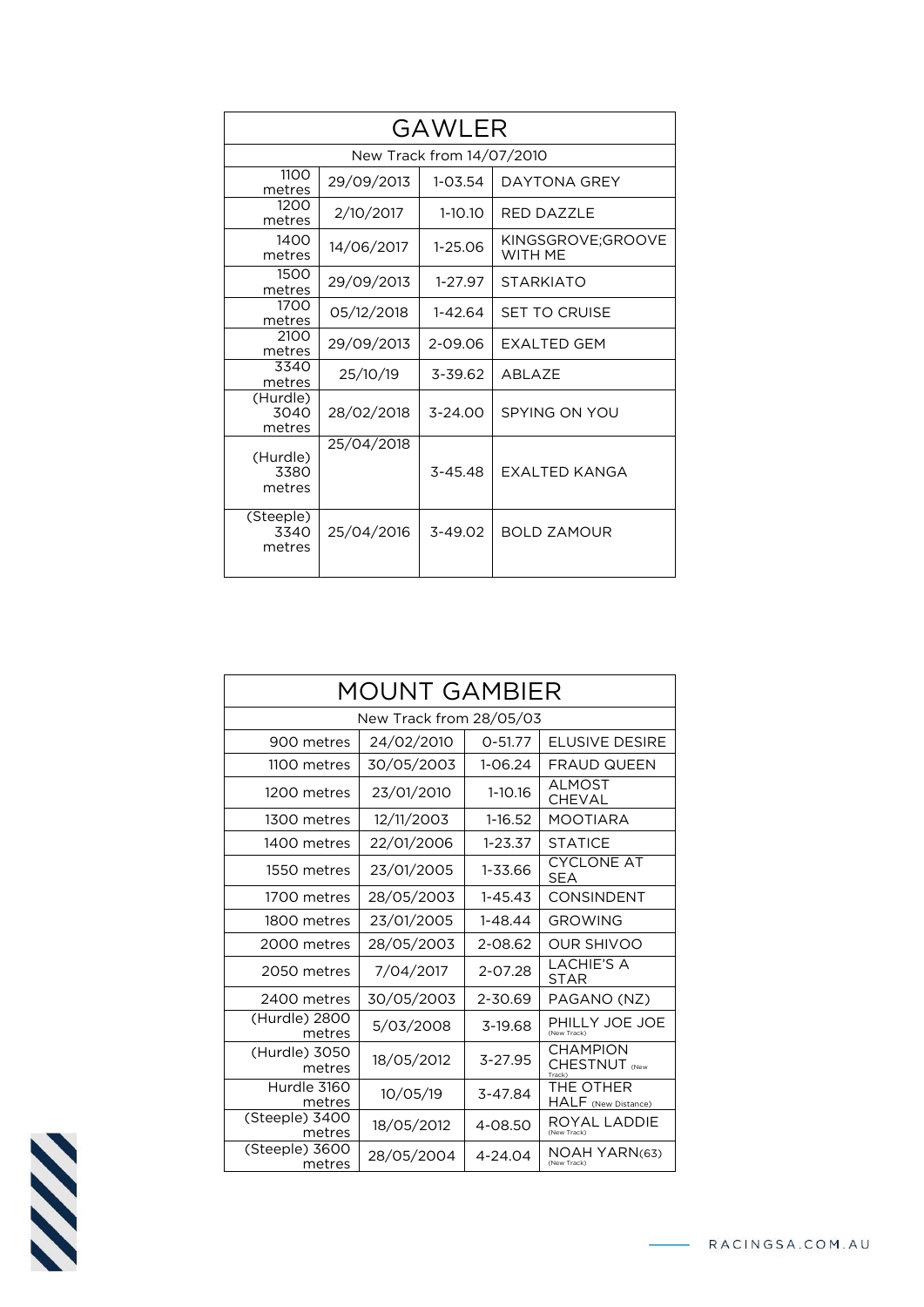## GAWLER

New Track from 14/07/2010

| Distance | Date | Time | Horse |
|---|---|---|---|
| 1100 metres | 29/09/2013 | 1-03.54 | DAYTONA GREY |
| 1200 metres | 2/10/2017 | 1-10.10 | RED DAZZLE |
| 1400 metres | 14/06/2017 | 1-25.06 | KINGSGROVE;GROOVE WITH ME |
| 1500 metres | 29/09/2013 | 1-27.97 | STARKIATO |
| 1700 metres | 05/12/2018 | 1-42.64 | SET TO CRUISE |
| 2100 metres | 29/09/2013 | 2-09.06 | EXALTED GEM |
| 3340 metres | 25/10/19 | 3-39.62 | ABLAZE |
| (Hurdle) 3040 metres | 28/02/2018 | 3-24.00 | SPYING ON YOU |
| (Hurdle) 3380 metres | 25/04/2018 | 3-45.48 | EXALTED KANGA |
| (Steeple) 3340 metres | 25/04/2016 | 3-49.02 | BOLD ZAMOUR |

## MOUNT GAMBIER

New Track from 28/05/03

| Distance | Date | Time | Horse |
|---|---|---|---|
| 900 metres | 24/02/2010 | 0-51.77 | ELUSIVE DESIRE |
| 1100 metres | 30/05/2003 | 1-06.24 | FRAUD QUEEN |
| 1200 metres | 23/01/2010 | 1-10.16 | ALMOST CHEVAL |
| 1300 metres | 12/11/2003 | 1-16.52 | MOOTIARA |
| 1400 metres | 22/01/2006 | 1-23.37 | STATICE |
| 1550 metres | 23/01/2005 | 1-33.66 | CYCLONE AT SEA |
| 1700 metres | 28/05/2003 | 1-45.43 | CONSINDENT |
| 1800 metres | 23/01/2005 | 1-48.44 | GROWING |
| 2000 metres | 28/05/2003 | 2-08.62 | OUR SHIVOO |
| 2050 metres | 7/04/2017 | 2-07.28 | LACHIE'S A STAR |
| 2400 metres | 30/05/2003 | 2-30.69 | PAGANO (NZ) |
| (Hurdle) 2800 metres | 5/03/2008 | 3-19.68 | PHILLY JOE JOE (New Track) |
| (Hurdle) 3050 metres | 18/05/2012 | 3-27.95 | CHAMPION CHESTNUT (New Track) |
| Hurdle 3160 metres | 10/05/19 | 3-47.84 | THE OTHER HALF (New Distance) |
| (Steeple) 3400 metres | 18/05/2012 | 4-08.50 | ROYAL LADDIE (New Track) |
| (Steeple) 3600 metres | 28/05/2004 | 4-24.04 | NOAH YARN(63) (New Track) |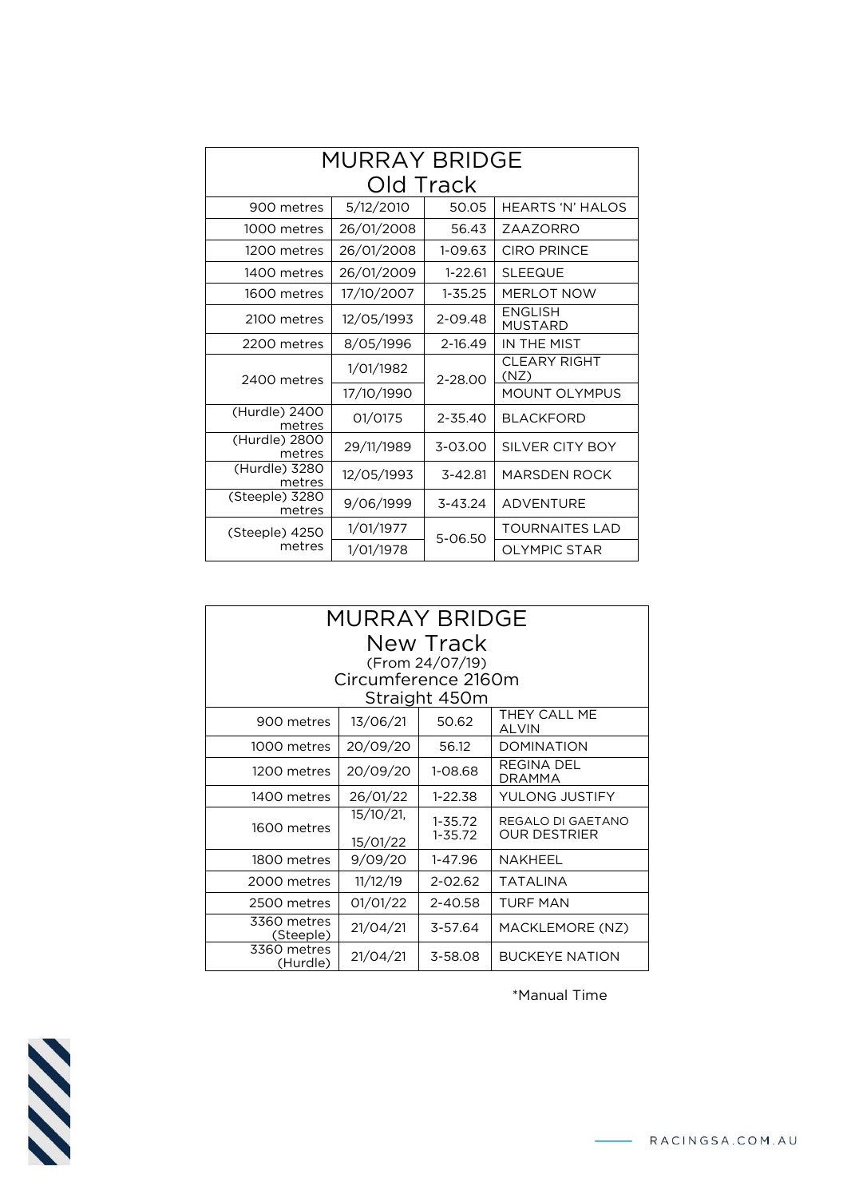| MURRAY BRIDGE<br>Old Track | | | |
|---|---|---|---|
| 900 metres | 5/12/2010 | 50.05 | HEARTS 'N' HALOS |
| 1000 metres | 26/01/2008 | 56.43 | ZAAZORRO |
| 1200 metres | 26/01/2008 | 1-09.63 | CIRO PRINCE |
| 1400 metres | 26/01/2009 | 1-22.61 | SLEEQUE |
| 1600 metres | 17/10/2007 | 1-35.25 | MERLOT NOW |
| 2100 metres | 12/05/1993 | 2-09.48 | ENGLISH MUSTARD |
| 2200 metres | 8/05/1996 | 2-16.49 | IN THE MIST |
| 2400 metres | 1/01/1982 | 2-28.00 | CLEARY RIGHT (NZ) |
| | 17/10/1990 | | MOUNT OLYMPUS |
| (Hurdle) 2400 metres | 01/0175 | 2-35.40 | BLACKFORD |
| (Hurdle) 2800 metres | 29/11/1989 | 3-03.00 | SILVER CITY BOY |
| (Hurdle) 3280 metres | 12/05/1993 | 3-42.81 | MARSDEN ROCK |
| (Steeple) 3280 metres | 9/06/1999 | 3-43.24 | ADVENTURE |
| (Steeple) 4250 metres | 1/01/1977 | 5-06.50 | TOURNAITES LAD |
| | 1/01/1978 | | OLYMPIC STAR |

| MURRAY BRIDGE<br>New Track<br>(From 24/07/19)<br>Circumference 2160m<br>Straight 450m | | | |
|---|---|---|---|
| 900 metres | 13/06/21 | 50.62 | THEY CALL ME ALVIN |
| 1000 metres | 20/09/20 | 56.12 | DOMINATION |
| 1200 metres | 20/09/20 | 1-08.68 | REGINA DEL DRAMMA |
| 1400 metres | 26/01/22 | 1-22.38 | YULONG JUSTIFY |
| 1600 metres | 15/10/21,<br>15/01/22 | 1-35.72<br>1-35.72 | REGALO DI GAETANO<br>OUR DESTRIER |
| 1800 metres | 9/09/20 | 1-47.96 | NAKHEEL |
| 2000 metres | 11/12/19 | 2-02.62 | TATALINA |
| 2500 metres | 01/01/22 | 2-40.58 | TURF MAN |
| 3360 metres (Steeple) | 21/04/21 | 3-57.64 | MACKLEMORE (NZ) |
| 3360 metres (Hurdle) | 21/04/21 | 3-58.08 | BUCKEYE NATION |

*Manual Time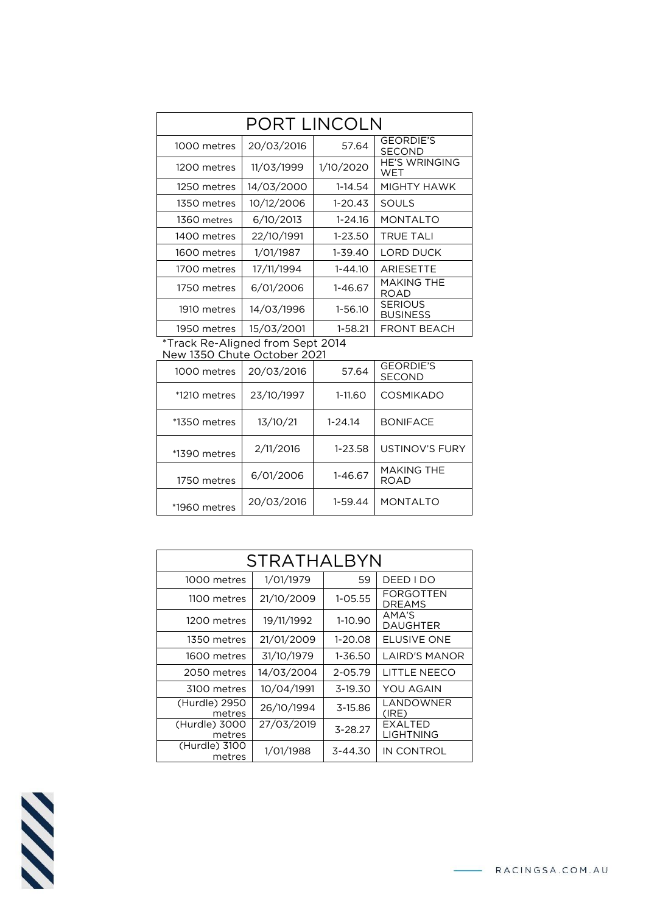## PORT LINCOLN

| | | | |
|---|---|---|---|
| 1000 metres | 20/03/2016 | 57.64 | GEORDIE'S SECOND |
| 1200 metres | 11/03/1999 | 1/10/2020 | HE'S WRINGING WET |
| 1250 metres | 14/03/2000 | 1-14.54 | MIGHTY HAWK |
| 1350 metres | 10/12/2006 | 1-20.43 | SOULS |
| 1360 metres | 6/10/2013 | 1-24.16 | MONTALTO |
| 1400 metres | 22/10/1991 | 1-23.50 | TRUE TALI |
| 1600 metres | 1/01/1987 | 1-39.40 | LORD DUCK |
| 1700 metres | 17/11/1994 | 1-44.10 | ARIESETTE |
| 1750 metres | 6/01/2006 | 1-46.67 | MAKING THE ROAD |
| 1910 metres | 14/03/1996 | 1-56.10 | SERIOUS BUSINESS |
| 1950 metres | 15/03/2001 | 1-58.21 | FRONT BEACH |

*Track Re-Aligned from Sept 2014
New 1350 Chute October 2021

| | | | |
|---|---|---|---|
| 1000 metres | 20/03/2016 | 57.64 | GEORDIE'S SECOND |
| *1210 metres | 23/10/1997 | 1-11.60 | COSMIKADO |
| *1350 metres | 13/10/21 | 1-24.14 | BONIFACE |
| *1390 metres | 2/11/2016 | 1-23.58 | USTINOV'S FURY |
| 1750 metres | 6/01/2006 | 1-46.67 | MAKING THE ROAD |
| *1960 metres | 20/03/2016 | 1-59.44 | MONTALTO |

## STRATHALBYN

| | | | |
|---|---|---|---|
| 1000 metres | 1/01/1979 | 59 | DEED I DO |
| 1100 metres | 21/10/2009 | 1-05.55 | FORGOTTEN DREAMS |
| 1200 metres | 19/11/1992 | 1-10.90 | AMA'S DAUGHTER |
| 1350 metres | 21/01/2009 | 1-20.08 | ELUSIVE ONE |
| 1600 metres | 31/10/1979 | 1-36.50 | LAIRD'S MANOR |
| 2050 metres | 14/03/2004 | 2-05.79 | LITTLE NEECO |
| 3100 metres | 10/04/1991 | 3-19.30 | YOU AGAIN |
| (Hurdle) 2950 metres | 26/10/1994 | 3-15.86 | LANDOWNER (IRE) |
| (Hurdle) 3000 metres | 27/03/2019 | 3-28.27 | EXALTED LIGHTNING |
| (Hurdle) 3100 metres | 1/01/1988 | 3-44.30 | IN CONTROL |